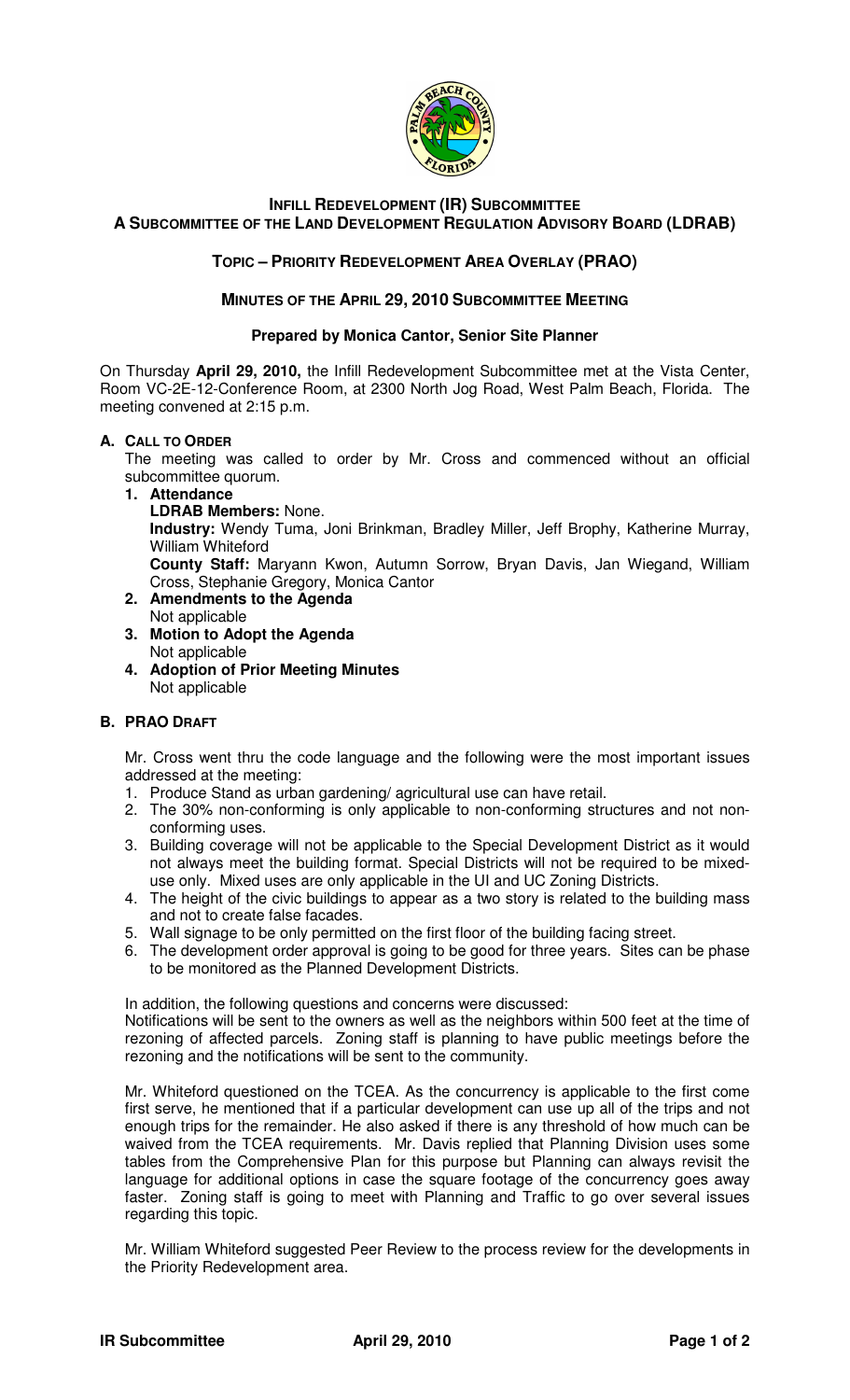# INFILL REDEVELOPMENT (IR) SUBCOMMITTEE
## A SUBCOMMITTEE OF THE LAND DEVELOPMENT REGULATION ADVISORY BOARD (LDRAB)

### TOPIC – PRIORITY REDEVELOPMENT AREA OVERLAY (PRAO)

### MINUTES OF THE APRIL 29, 2010 SUBCOMMITTEE MEETING

**Prepared by Monica Cantor, Senior Site Planner**

On Thursday **April 29, 2010,** the Infill Redevelopment Subcommittee met at the Vista Center, Room VC-2E-12-Conference Room, at 2300 North Jog Road, West Palm Beach, Florida. The meeting convened at 2:15 p.m.

**A. CALL TO ORDER**

The meeting was called to order by Mr. Cross and commenced without an official subcommittee quorum.

1. **Attendance**
   **LDRAB Members:** None.
   **Industry:** Wendy Tuma, Joni Brinkman, Bradley Miller, Jeff Brophy, Katherine Murray, William Whiteford
   **County Staff:** Maryann Kwon, Autumn Sorrow, Bryan Davis, Jan Wiegand, William Cross, Stephanie Gregory, Monica Cantor
2. **Amendments to the Agenda**
   Not applicable
3. **Motion to Adopt the Agenda**
   Not applicable
4. **Adoption of Prior Meeting Minutes**
   Not applicable

**B. PRAO DRAFT**

Mr. Cross went thru the code language and the following were the most important issues addressed at the meeting:

1. Produce Stand as urban gardening/ agricultural use can have retail.
2. The 30% non-conforming is only applicable to non-conforming structures and not non-conforming uses.
3. Building coverage will not be applicable to the Special Development District as it would not always meet the building format. Special Districts will not be required to be mixed-use only. Mixed uses are only applicable in the UI and UC Zoning Districts.
4. The height of the civic buildings to appear as a two story is related to the building mass and not to create false facades.
5. Wall signage to be only permitted on the first floor of the building facing street.
6. The development order approval is going to be good for three years. Sites can be phase to be monitored as the Planned Development Districts.

In addition, the following questions and concerns were discussed:
Notifications will be sent to the owners as well as the neighbors within 500 feet at the time of rezoning of affected parcels. Zoning staff is planning to have public meetings before the rezoning and the notifications will be sent to the community.

Mr. Whiteford questioned on the TCEA. As the concurrency is applicable to the first come first serve, he mentioned that if a particular development can use up all of the trips and not enough trips for the remainder. He also asked if there is any threshold of how much can be waived from the TCEA requirements. Mr. Davis replied that Planning Division uses some tables from the Comprehensive Plan for this purpose but Planning can always revisit the language for additional options in case the square footage of the concurrency goes away faster. Zoning staff is going to meet with Planning and Traffic to go over several issues regarding this topic.

Mr. William Whiteford suggested Peer Review to the process review for the developments in the Priority Redevelopment area.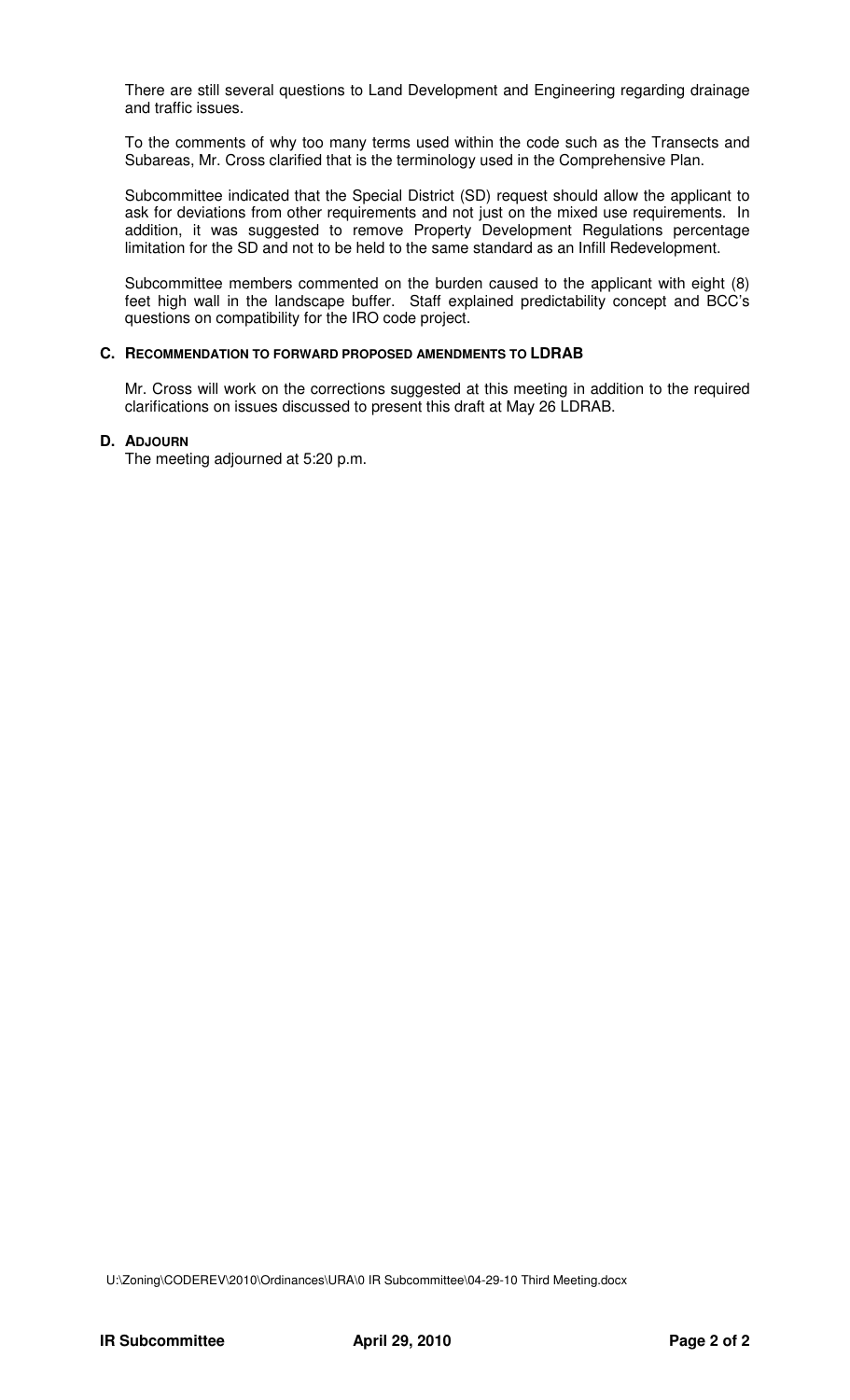There are still several questions to Land Development and Engineering regarding drainage and traffic issues.

To the comments of why too many terms used within the code such as the Transects and Subareas, Mr. Cross clarified that is the terminology used in the Comprehensive Plan.

Subcommittee indicated that the Special District (SD) request should allow the applicant to ask for deviations from other requirements and not just on the mixed use requirements. In addition, it was suggested to remove Property Development Regulations percentage limitation for the SD and not to be held to the same standard as an Infill Redevelopment.

Subcommittee members commented on the burden caused to the applicant with eight (8) feet high wall in the landscape buffer. Staff explained predictability concept and BCC's questions on compatibility for the IRO code project.

### C. RECOMMENDATION TO FORWARD PROPOSED AMENDMENTS TO LDRAB

Mr. Cross will work on the corrections suggested at this meeting in addition to the required clarifications on issues discussed to present this draft at May 26 LDRAB.

### D. ADJOURN

The meeting adjourned at 5:20 p.m.

U:\Zoning\CODEREV\2010\Ordinances\URA\0 IR Subcommittee\04-29-10 Third Meeting.docx